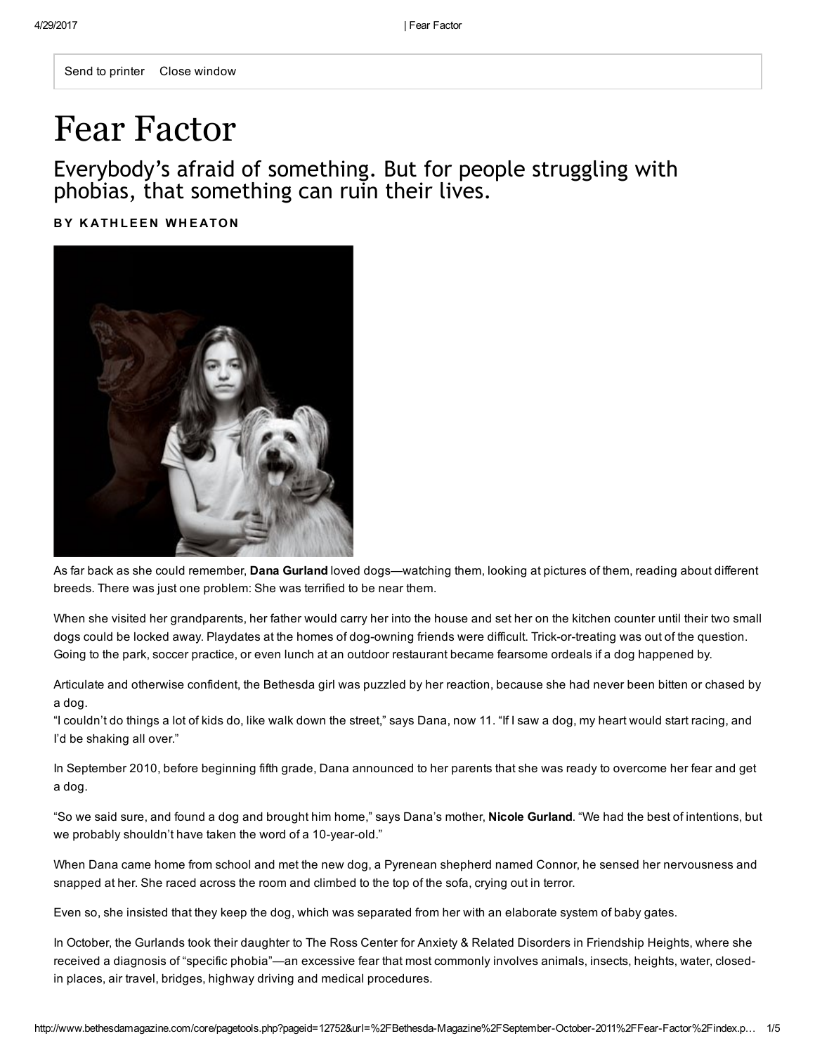Send to printer Close window

# Fear Factor

## Everybody's afraid of something. But for people struggling with phobias, that something can ruin their lives.

**BY KATHLEEN WHEATON**

As far back as she could remember, **Dana Gurland** loved dogs—watching them, looking at pictures of them, reading about different breeds. There was just one problem: She was terrified to be near them.

When she visited her grandparents, her father would carry her into the house and set her on the kitchen counter until their two small dogs could be locked away. Playdates at the homes of dog-owning friends were difficult. Trick-or-treating was out of the question. Going to the park, soccer practice, or even lunch at an outdoor restaurant became fearsome ordeals if a dog happened by.

Articulate and otherwise confident, the Bethesda girl was puzzled by her reaction, because she had never been bitten or chased by a dog.
"I couldn't do things a lot of kids do, like walk down the street," says Dana, now 11. "If I saw a dog, my heart would start racing, and I'd be shaking all over."

In September 2010, before beginning fifth grade, Dana announced to her parents that she was ready to overcome her fear and get a dog.

"So we said sure, and found a dog and brought him home," says Dana's mother, **Nicole Gurland**. "We had the best of intentions, but we probably shouldn't have taken the word of a 10-year-old."

When Dana came home from school and met the new dog, a Pyrenean shepherd named Connor, he sensed her nervousness and snapped at her. She raced across the room and climbed to the top of the sofa, crying out in terror.

Even so, she insisted that they keep the dog, which was separated from her with an elaborate system of baby gates.

In October, the Gurlands took their daughter to The Ross Center for Anxiety & Related Disorders in Friendship Heights, where she received a diagnosis of "specific phobia"—an excessive fear that most commonly involves animals, insects, heights, water, closed-in places, air travel, bridges, highway driving and medical procedures.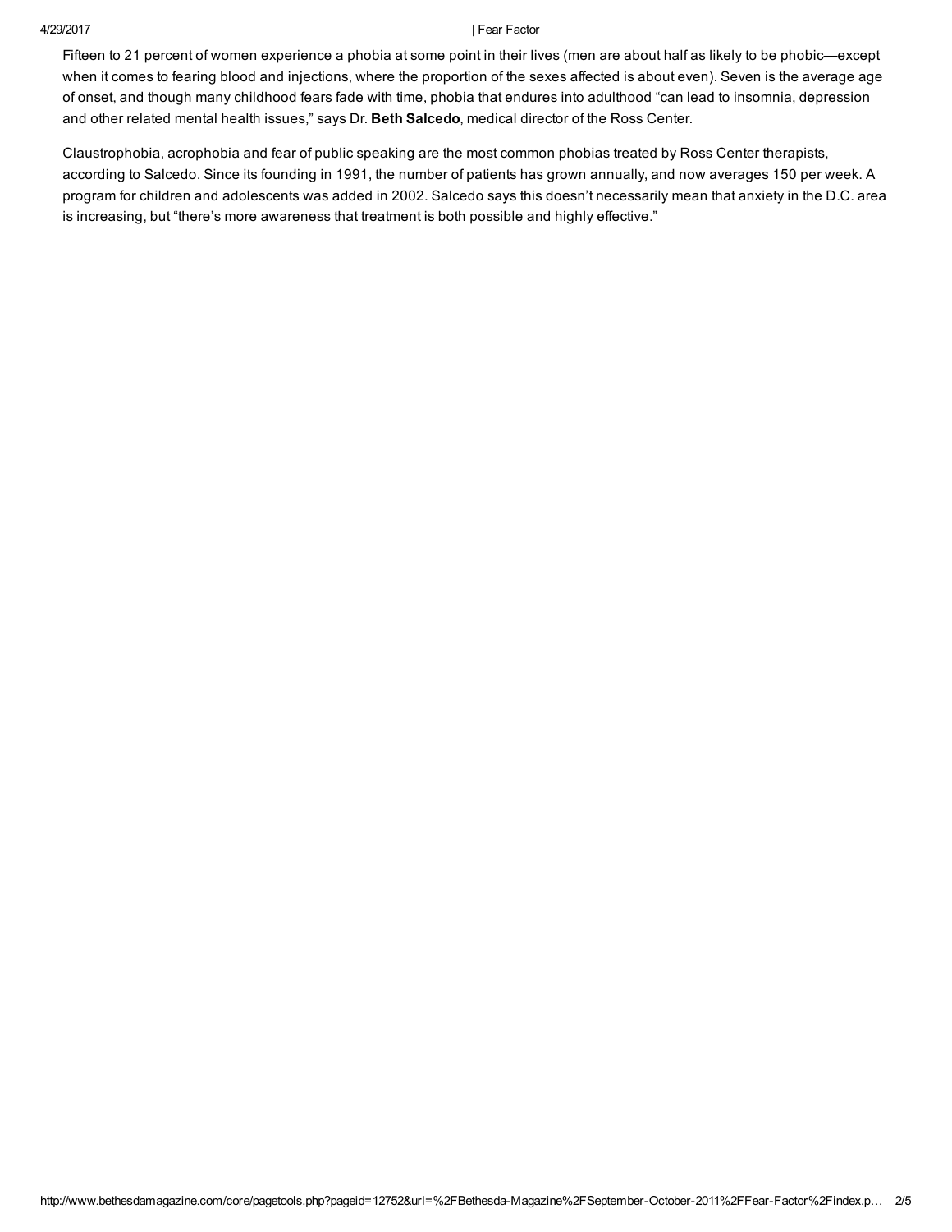Fifteen to 21 percent of women experience a phobia at some point in their lives (men are about half as likely to be phobic—except when it comes to fearing blood and injections, where the proportion of the sexes affected is about even). Seven is the average age of onset, and though many childhood fears fade with time, phobia that endures into adulthood “can lead to insomnia, depression and other related mental health issues,” says Dr. **Beth Salcedo**, medical director of the Ross Center.

Claustrophobia, acrophobia and fear of public speaking are the most common phobias treated by Ross Center therapists, according to Salcedo. Since its founding in 1991, the number of patients has grown annually, and now averages 150 per week. A program for children and adolescents was added in 2002. Salcedo says this doesn’t necessarily mean that anxiety in the D.C. area is increasing, but “there’s more awareness that treatment is both possible and highly effective.”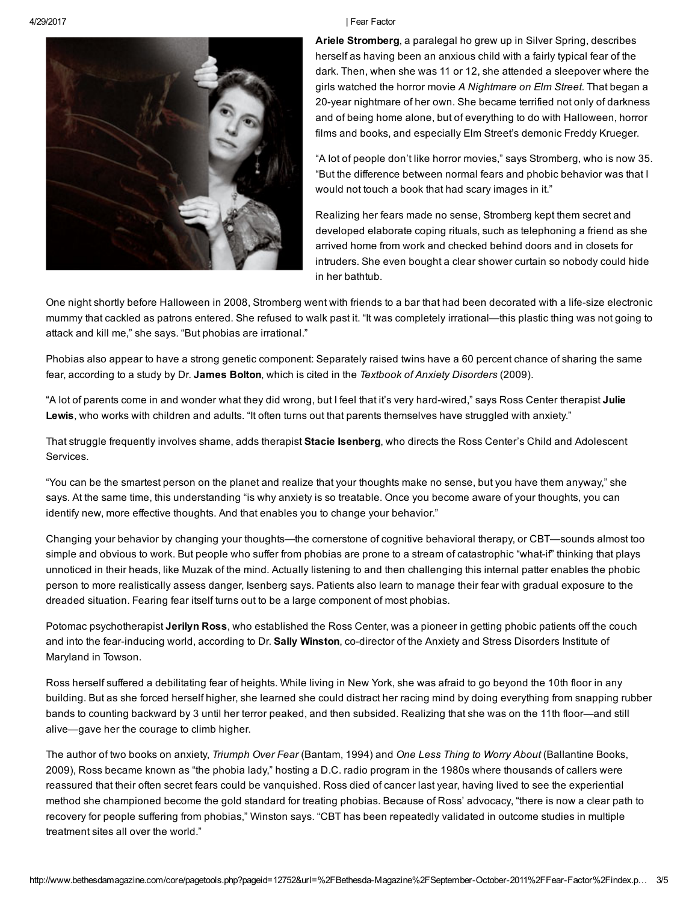**Ariele Stromberg**, a paralegal ho grew up in Silver Spring, describes herself as having been an anxious child with a fairly typical fear of the dark. Then, when she was 11 or 12, she attended a sleepover where the girls watched the horror movie *A Nightmare on Elm Street*. That began a 20-year nightmare of her own. She became terrified not only of darkness and of being home alone, but of everything to do with Halloween, horror films and books, and especially Elm Street's demonic Freddy Krueger.

"A lot of people don't like horror movies," says Stromberg, who is now 35. "But the difference between normal fears and phobic behavior was that I would not touch a book that had scary images in it."

Realizing her fears made no sense, Stromberg kept them secret and developed elaborate coping rituals, such as telephoning a friend as she arrived home from work and checked behind doors and in closets for intruders. She even bought a clear shower curtain so nobody could hide in her bathtub.

One night shortly before Halloween in 2008, Stromberg went with friends to a bar that had been decorated with a life-size electronic mummy that cackled as patrons entered. She refused to walk past it. "It was completely irrational—this plastic thing was not going to attack and kill me," she says. "But phobias are irrational."

Phobias also appear to have a strong genetic component: Separately raised twins have a 60 percent chance of sharing the same fear, according to a study by Dr. **James Bolton**, which is cited in the *Textbook of Anxiety Disorders* (2009).

"A lot of parents come in and wonder what they did wrong, but I feel that it's very hard-wired," says Ross Center therapist **Julie Lewis**, who works with children and adults. "It often turns out that parents themselves have struggled with anxiety."

That struggle frequently involves shame, adds therapist **Stacie Isenberg**, who directs the Ross Center's Child and Adolescent Services.

"You can be the smartest person on the planet and realize that your thoughts make no sense, but you have them anyway," she says. At the same time, this understanding "is why anxiety is so treatable. Once you become aware of your thoughts, you can identify new, more effective thoughts. And that enables you to change your behavior."

Changing your behavior by changing your thoughts—the cornerstone of cognitive behavioral therapy, or CBT—sounds almost too simple and obvious to work. But people who suffer from phobias are prone to a stream of catastrophic "what-if" thinking that plays unnoticed in their heads, like Muzak of the mind. Actually listening to and then challenging this internal patter enables the phobic person to more realistically assess danger, Isenberg says. Patients also learn to manage their fear with gradual exposure to the dreaded situation. Fearing fear itself turns out to be a large component of most phobias.

Potomac psychotherapist **Jerilyn Ross**, who established the Ross Center, was a pioneer in getting phobic patients off the couch and into the fear-inducing world, according to Dr. **Sally Winston**, co-director of the Anxiety and Stress Disorders Institute of Maryland in Towson.

Ross herself suffered a debilitating fear of heights. While living in New York, she was afraid to go beyond the 10th floor in any building. But as she forced herself higher, she learned she could distract her racing mind by doing everything from snapping rubber bands to counting backward by 3 until her terror peaked, and then subsided. Realizing that she was on the 11th floor—and still alive—gave her the courage to climb higher.

The author of two books on anxiety, *Triumph Over Fear* (Bantam, 1994) and *One Less Thing to Worry About* (Ballantine Books, 2009), Ross became known as "the phobia lady," hosting a D.C. radio program in the 1980s where thousands of callers were reassured that their often secret fears could be vanquished. Ross died of cancer last year, having lived to see the experiential method she championed become the gold standard for treating phobias. Because of Ross' advocacy, "there is now a clear path to recovery for people suffering from phobias," Winston says. "CBT has been repeatedly validated in outcome studies in multiple treatment sites all over the world."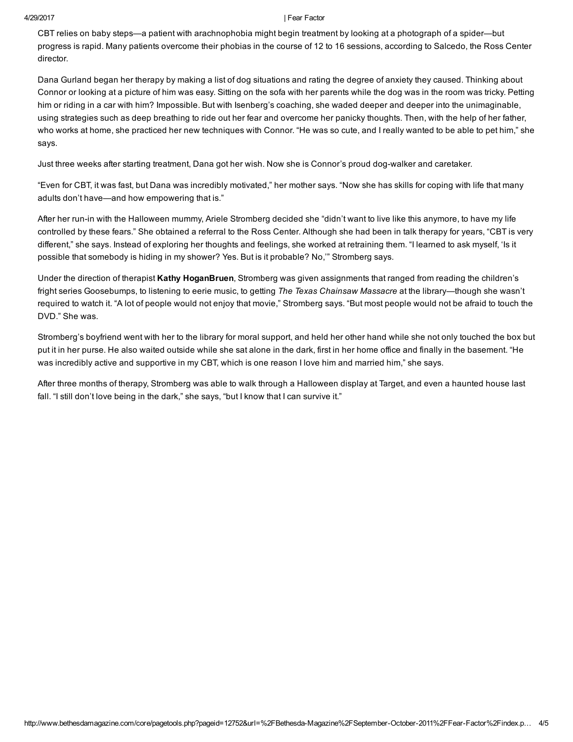CBT relies on baby steps—a patient with arachnophobia might begin treatment by looking at a photograph of a spider—but progress is rapid. Many patients overcome their phobias in the course of 12 to 16 sessions, according to Salcedo, the Ross Center director.

Dana Gurland began her therapy by making a list of dog situations and rating the degree of anxiety they caused. Thinking about Connor or looking at a picture of him was easy. Sitting on the sofa with her parents while the dog was in the room was tricky. Petting him or riding in a car with him? Impossible. But with Isenberg's coaching, she waded deeper and deeper into the unimaginable, using strategies such as deep breathing to ride out her fear and overcome her panicky thoughts. Then, with the help of her father, who works at home, she practiced her new techniques with Connor. "He was so cute, and I really wanted to be able to pet him," she says.

Just three weeks after starting treatment, Dana got her wish. Now she is Connor's proud dog-walker and caretaker.

"Even for CBT, it was fast, but Dana was incredibly motivated," her mother says. "Now she has skills for coping with life that many adults don't have—and how empowering that is."

After her run-in with the Halloween mummy, Ariele Stromberg decided she "didn't want to live like this anymore, to have my life controlled by these fears." She obtained a referral to the Ross Center. Although she had been in talk therapy for years, "CBT is very different," she says. Instead of exploring her thoughts and feelings, she worked at retraining them. "I learned to ask myself, 'Is it possible that somebody is hiding in my shower? Yes. But is it probable? No,'" Stromberg says.

Under the direction of therapist **Kathy HoganBruen**, Stromberg was given assignments that ranged from reading the children's fright series Goosebumps, to listening to eerie music, to getting *The Texas Chainsaw Massacre* at the library—though she wasn't required to watch it. "A lot of people would not enjoy that movie," Stromberg says. "But most people would not be afraid to touch the DVD." She was.

Stromberg's boyfriend went with her to the library for moral support, and held her other hand while she not only touched the box but put it in her purse. He also waited outside while she sat alone in the dark, first in her home office and finally in the basement. "He was incredibly active and supportive in my CBT, which is one reason I love him and married him," she says.

After three months of therapy, Stromberg was able to walk through a Halloween display at Target, and even a haunted house last fall. "I still don't love being in the dark," she says, "but I know that I can survive it."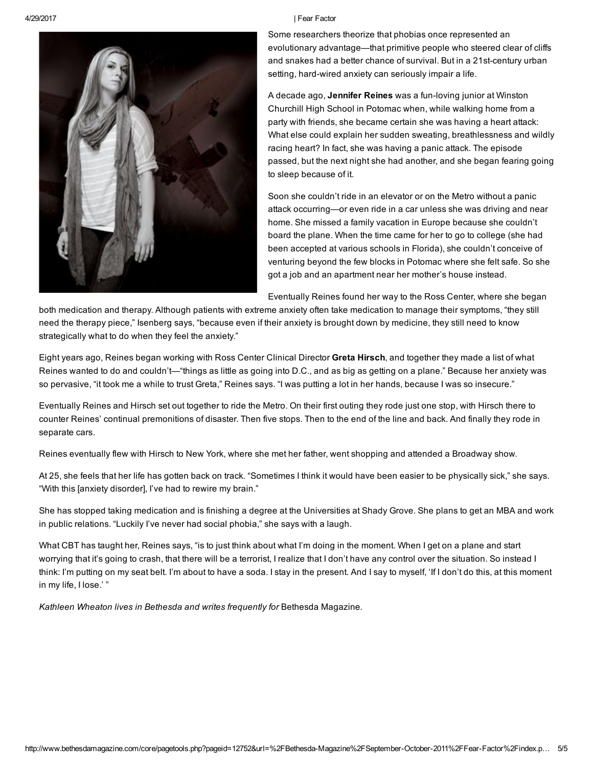Some researchers theorize that phobias once represented an evolutionary advantage—that primitive people who steered clear of cliffs and snakes had a better chance of survival. But in a 21st-century urban setting, hard-wired anxiety can seriously impair a life.

A decade ago, **Jennifer Reines** was a fun-loving junior at Winston Churchill High School in Potomac when, while walking home from a party with friends, she became certain she was having a heart attack: What else could explain her sudden sweating, breathlessness and wildly racing heart? In fact, she was having a panic attack. The episode passed, but the next night she had another, and she began fearing going to sleep because of it.

Soon she couldn't ride in an elevator or on the Metro without a panic attack occurring—or even ride in a car unless she was driving and near home. She missed a family vacation in Europe because she couldn't board the plane. When the time came for her to go to college (she had been accepted at various schools in Florida), she couldn't conceive of venturing beyond the few blocks in Potomac where she felt safe. So she got a job and an apartment near her mother's house instead.

Eventually Reines found her way to the Ross Center, where she began both medication and therapy. Although patients with extreme anxiety often take medication to manage their symptoms, "they still need the therapy piece," Isenberg says, "because even if their anxiety is brought down by medicine, they still need to know strategically what to do when they feel the anxiety."

Eight years ago, Reines began working with Ross Center Clinical Director **Greta Hirsch**, and together they made a list of what Reines wanted to do and couldn't—"things as little as going into D.C., and as big as getting on a plane." Because her anxiety was so pervasive, "it took me a while to trust Greta," Reines says. "I was putting a lot in her hands, because I was so insecure."

Eventually Reines and Hirsch set out together to ride the Metro. On their first outing they rode just one stop, with Hirsch there to counter Reines' continual premonitions of disaster. Then five stops. Then to the end of the line and back. And finally they rode in separate cars.

Reines eventually flew with Hirsch to New York, where she met her father, went shopping and attended a Broadway show.

At 25, she feels that her life has gotten back on track. "Sometimes I think it would have been easier to be physically sick," she says. "With this [anxiety disorder], I've had to rewire my brain."

She has stopped taking medication and is finishing a degree at the Universities at Shady Grove. She plans to get an MBA and work in public relations. "Luckily I've never had social phobia," she says with a laugh.

What CBT has taught her, Reines says, "is to just think about what I'm doing in the moment. When I get on a plane and start worrying that it's going to crash, that there will be a terrorist, I realize that I don't have any control over the situation. So instead I think: I'm putting on my seat belt. I'm about to have a soda. I stay in the present. And I say to myself, 'If I don't do this, at this moment in my life, I lose.' "

*Kathleen Wheaton lives in Bethesda and writes frequently for* Bethesda Magazine.